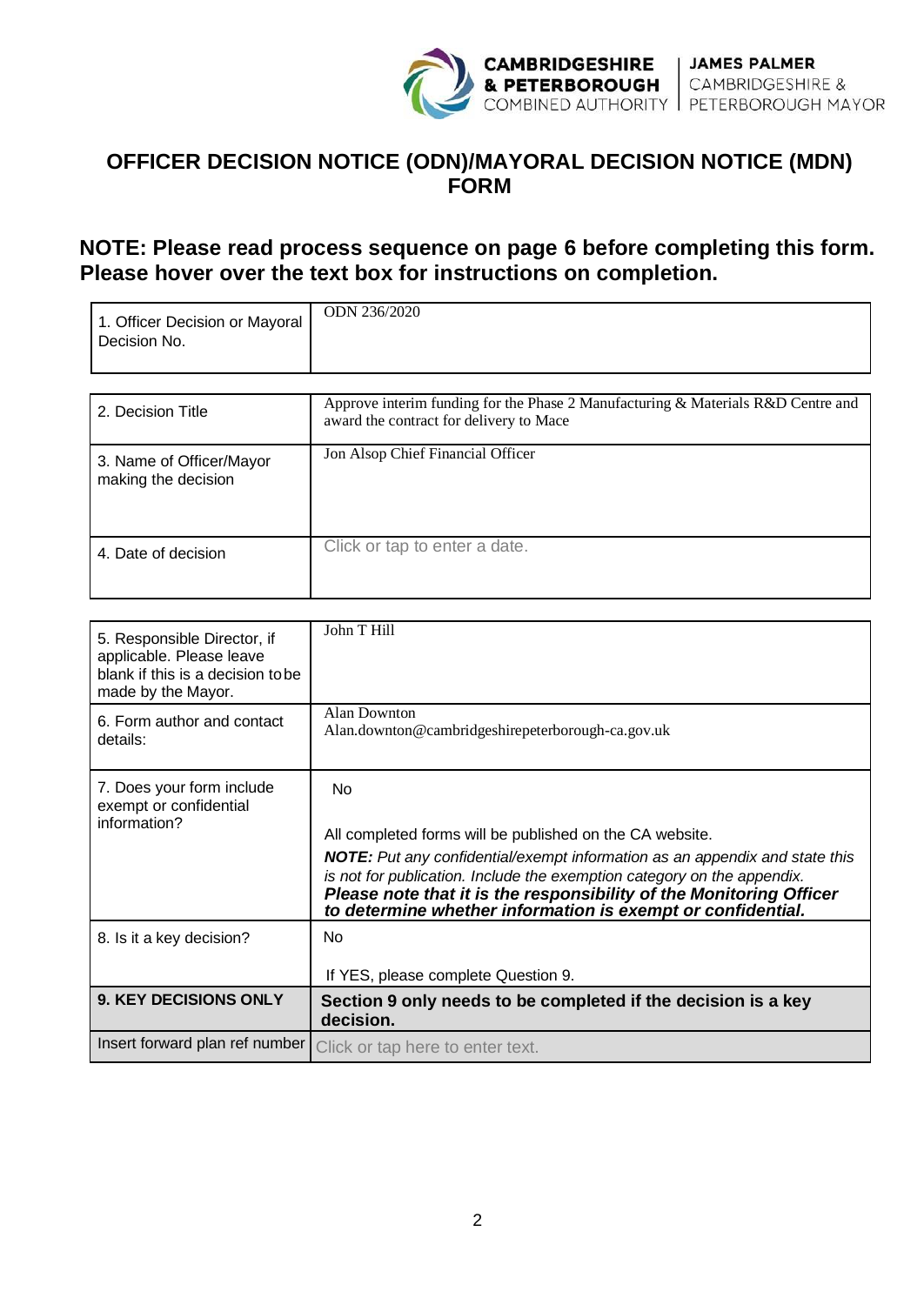CAMBRIDGESHIRE & PETERBOROUGH COMBINED AUTHORITY | JAMES PALMER CAMBRIDGESHIRE & PETERBOROUGH MAYOR

# OFFICER DECISION NOTICE (ODN)/MAYORAL DECISION NOTICE (MDN) FORM

## NOTE: Please read process sequence on page 6 before completing this form. Please hover over the text box for instructions on completion.

| 1. Officer Decision or Mayoral Decision No. | ODN 236/2020 |
|---|---|

| 2. Decision Title | Approve interim funding for the Phase 2 Manufacturing & Materials R&D Centre and award the contract for delivery to Mace |
|---|---|
| 3. Name of Officer/Mayor making the decision | Jon Alsop Chief Financial Officer |
| 4. Date of decision | Click or tap to enter a date. |

| 5. Responsible Director, if applicable. Please leave blank if this is a decision to be made by the Mayor. | John T Hill |
|---|---|
| 6. Form author and contact details: | Alan Downton<br>Alan.downton@cambridgeshirepeterborough-ca.gov.uk |
| 7. Does your form include exempt or confidential information? | No<br><br>All completed forms will be published on the CA website.<br>***NOTE:*** *Put any confidential/exempt information as an appendix and state this is not for publication. Include the exemption category on the appendix.*<br>***Please note that it is the responsibility of the Monitoring Officer to determine whether information is exempt or confidential.*** |
| 8. Is it a key decision? | No<br><br>If YES, please complete Question 9. |
| **9. KEY DECISIONS ONLY** | **Section 9 only needs to be completed if the decision is a key decision.** |
| Insert forward plan ref number | Click or tap here to enter text. |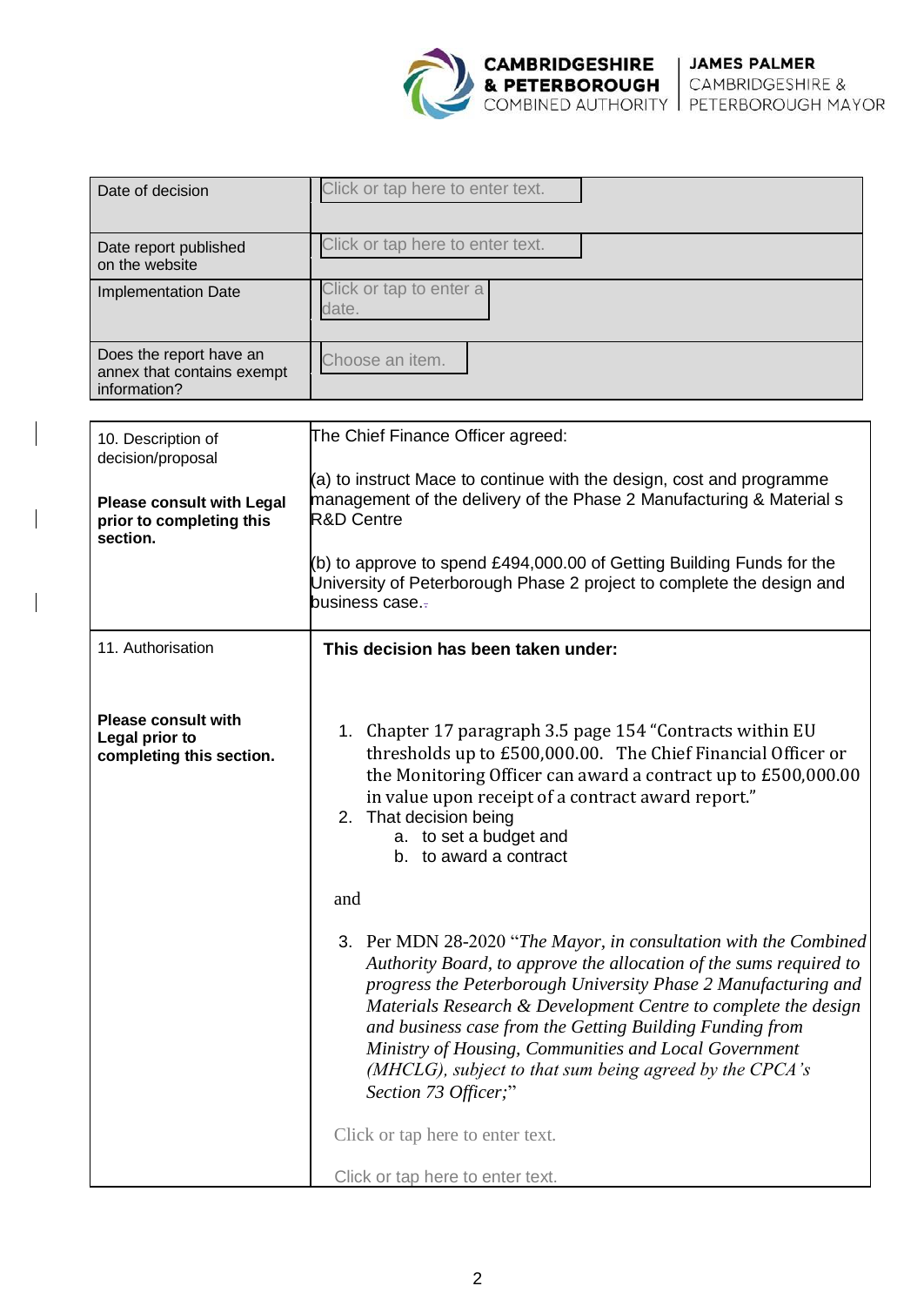| Date of decision | Click or tap here to enter text. |
|---|---|
| Date report published on the website | Click or tap here to enter text. |
| Implementation Date | Click or tap to enter a date. |
| Does the report have an annex that contains exempt information? | Choose an item. |

| 10. Description of decision/proposal<br><br>**Please consult with Legal prior to completing this section.** | The Chief Finance Officer agreed:<br><br>(a) to instruct Mace to continue with the design, cost and programme management of the delivery of the Phase 2 Manufacturing & Material s R&D Centre<br><br>(b) to approve to spend £494,000.00 of Getting Building Funds for the University of Peterborough Phase 2 project to complete the design and business case. |
|---|---|
| 11. Authorisation<br><br>**Please consult with Legal prior to completing this section.** | **This decision has been taken under:**<br><br>1. Chapter 17 paragraph 3.5 page 154 "Contracts within EU thresholds up to £500,000.00. The Chief Financial Officer or the Monitoring Officer can award a contract up to £500,000.00 in value upon receipt of a contract award report."<br>2. That decision being<br>&nbsp;&nbsp;&nbsp;a. to set a budget and<br>&nbsp;&nbsp;&nbsp;b. to award a contract<br><br>and<br><br>3. Per MDN 28-2020 "*The Mayor, in consultation with the Combined Authority Board, to approve the allocation of the sums required to progress the Peterborough University Phase 2 Manufacturing and Materials Research & Development Centre to complete the design and business case from the Getting Building Funding from Ministry of Housing, Communities and Local Government (MHCLG), subject to that sum being agreed by the CPCA's Section 73 Officer;*"<br><br>Click or tap here to enter text.<br><br>Click or tap here to enter text. |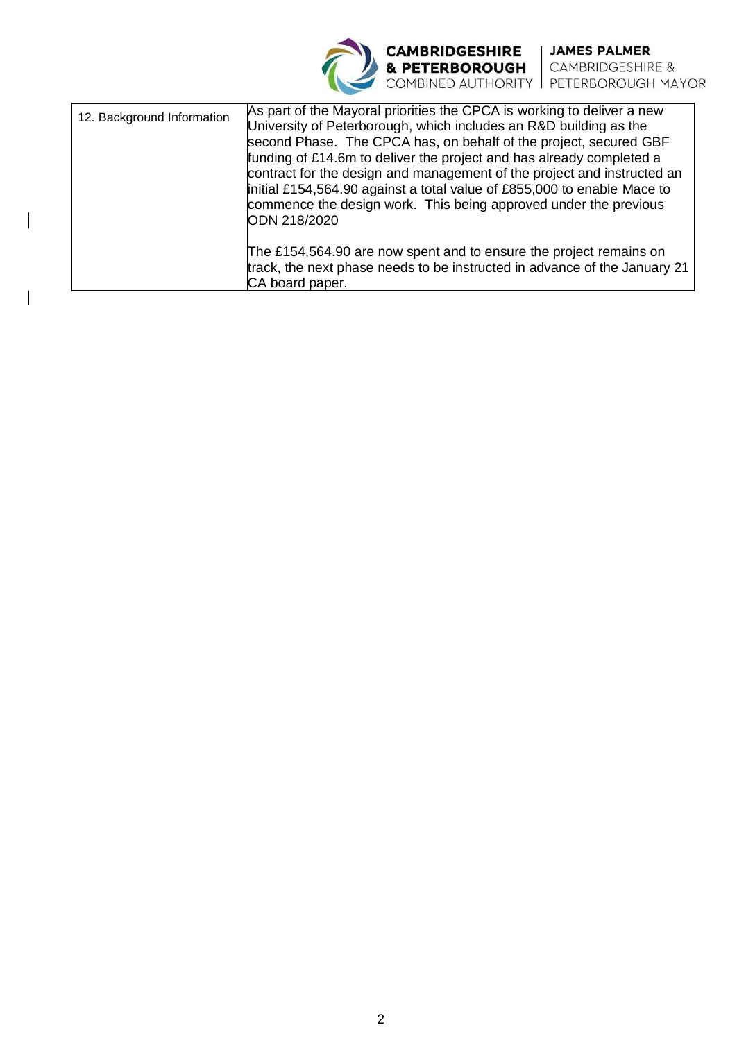| 12. Background Information | As part of the Mayoral priorities the CPCA is working to deliver a new University of Peterborough, which includes an R&D building as the second Phase. The CPCA has, on behalf of the project, secured GBF funding of £14.6m to deliver the project and has already completed a contract for the design and management of the project and instructed an initial £154,564.90 against a total value of £855,000 to enable Mace to commence the design work. This being approved under the previous ODN 218/2020<br><br>The £154,564.90 are now spent and to ensure the project remains on track, the next phase needs to be instructed in advance of the January 21 CA board paper. |
|---|---|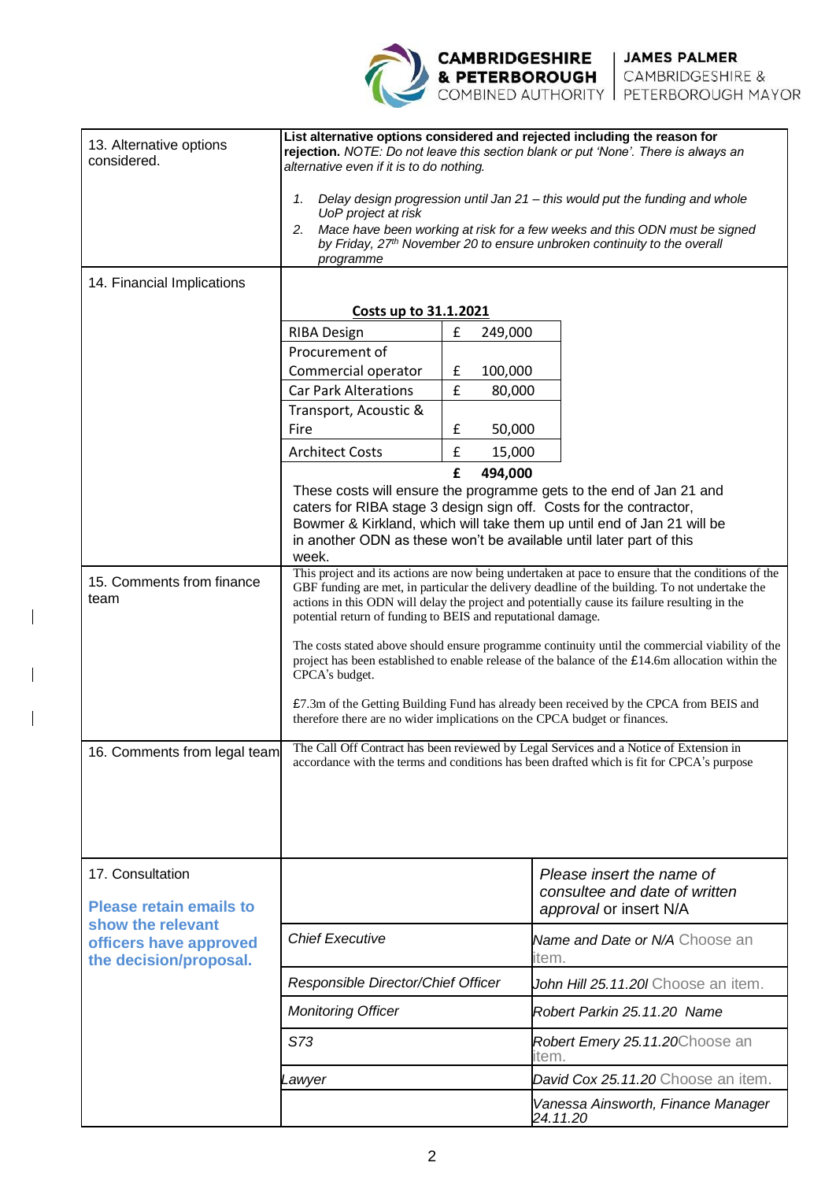| | |
|---|---|
| 13. Alternative options considered. | **List alternative options considered and rejected including the reason for rejection.** *NOTE: Do not leave this section blank or put 'None'. There is always an alternative even if it is to do nothing.*<br><br>1. *Delay design progression until Jan 21 – this would put the funding and whole UoP project at risk*<br>2. *Mace have been working at risk for a few weeks and this ODN must be signed by Friday, 27th November 20 to ensure unbroken continuity to the overall programme* |
| 14. Financial Implications | **Costs up to 31.1.2021**<br><br>RIBA Design — £ 249,000<br>Procurement of Commercial operator — £ 100,000<br>Car Park Alterations — £ 80,000<br>Transport, Acoustic & Fire — £ 50,000<br>Architect Costs — £ 15,000<br>**£ 494,000**<br><br>These costs will ensure the programme gets to the end of Jan 21 and caters for RIBA stage 3 design sign off. Costs for the contractor, Bowmer & Kirkland, which will take them up until end of Jan 21 will be in another ODN as these won't be available until later part of this week. |
| 15. Comments from finance team | This project and its actions are now being undertaken at pace to ensure that the conditions of the GBF funding are met, in particular the delivery deadline of the building. To not undertake the actions in this ODN will delay the project and potentially cause its failure resulting in the potential return of funding to BEIS and reputational damage.<br><br>The costs stated above should ensure programme continuity until the commercial viability of the project has been established to enable release of the balance of the £14.6m allocation within the CPCA's budget.<br><br>£7.3m of the Getting Building Fund has already been received by the CPCA from BEIS and therefore there are no wider implications on the CPCA budget or finances. |
| 16. Comments from legal team | The Call Off Contract has been reviewed by Legal Services and a Notice of Extension in accordance with the terms and conditions has been drafted which is fit for CPCA's purpose |

| 17. Consultation | | *Please insert the name of consultee and date of written approval* or insert N/A |
|---|---|---|
| **Please retain emails to show the relevant officers have approved the decision/proposal.** | *Chief Executive* | *Name and Date or N/A* Choose an item. |
| | *Responsible Director/Chief Officer* | *John Hill 25.11.20l* Choose an item. |
| | *Monitoring Officer* | *Robert Parkin 25.11.20 Name* |
| | *S73* | *Robert Emery 25.11.20*Choose an item. |
| | *Lawyer* | *David Cox 25.11.20* Choose an item. |
| | | *Vanessa Ainsworth, Finance Manager 24.11.20* |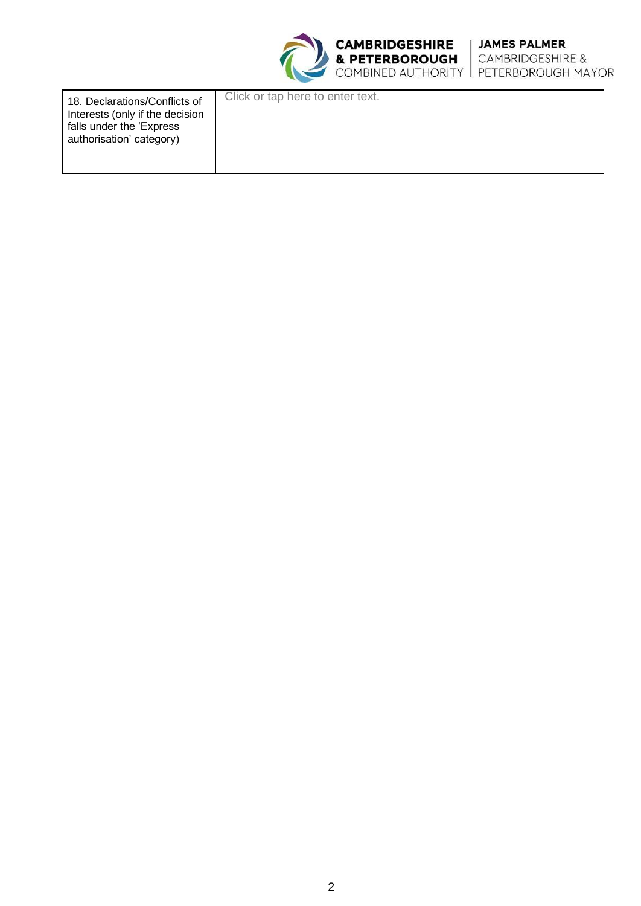| 18. Declarations/Conflicts of Interests (only if the decision falls under the 'Express authorisation' category) | Click or tap here to enter text. |
|---|---|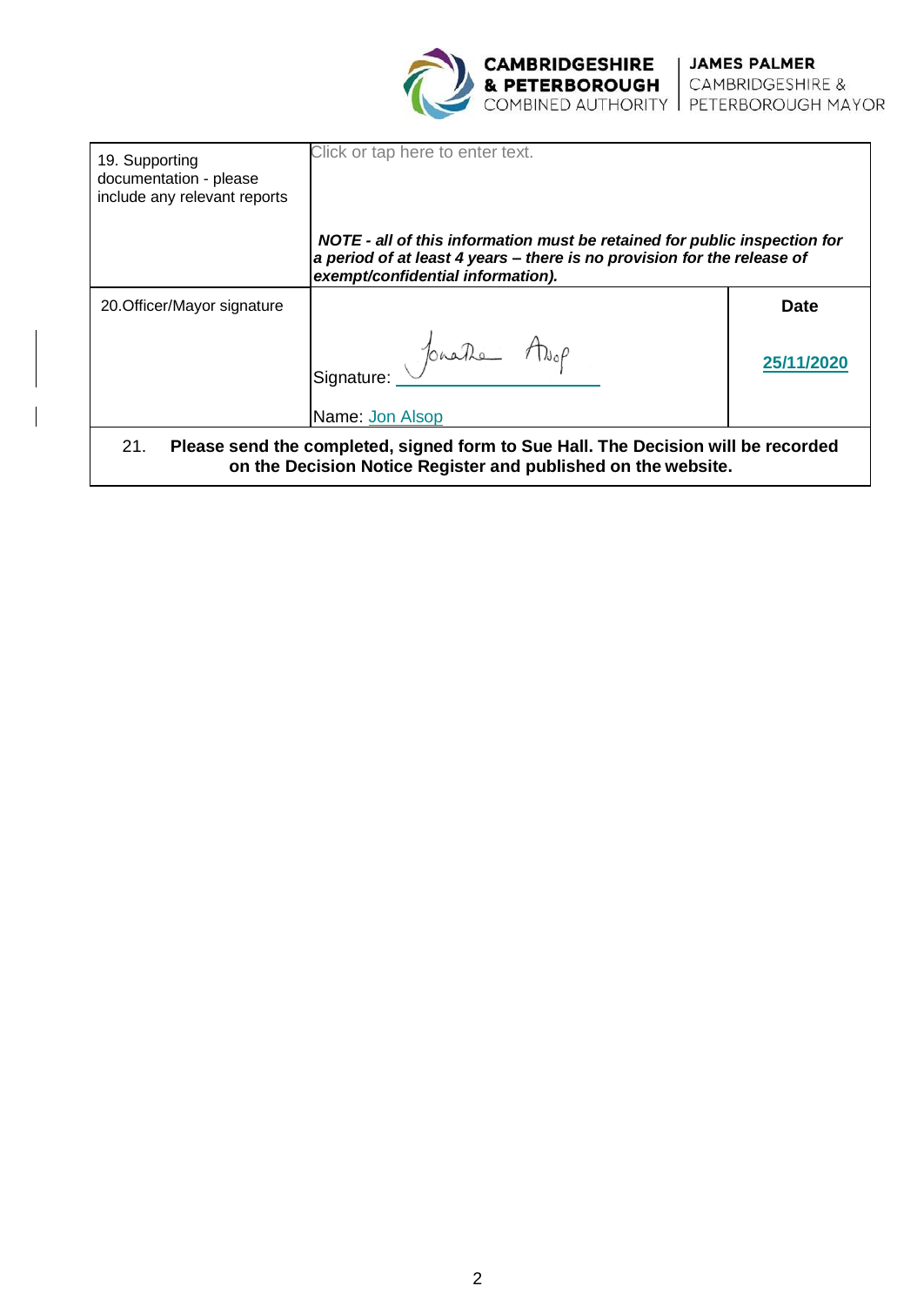| 19. Supporting documentation - please include any relevant reports | Click or tap here to enter text.<br><br>***NOTE - all of this information must be retained for public inspection for a period of at least 4 years – there is no provision for the release of exempt/confidential information).*** | |
|---|---|---|
| 20.Officer/Mayor signature | Signature: Jonathan Alsop<br><br>Name: Jon Alsop | **Date**<br><br>**25/11/2020** |
| 21. **Please send the completed, signed form to Sue Hall. The Decision will be recorded on the Decision Notice Register and published on the website.** | | |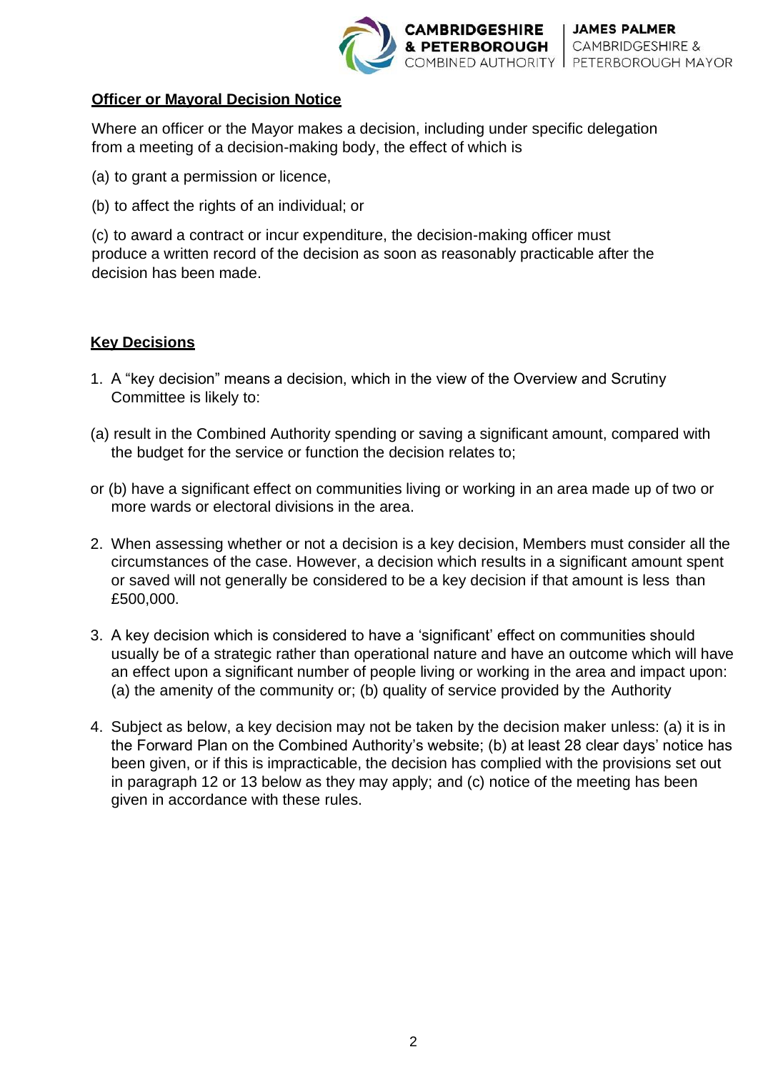**Officer or Mayoral Decision Notice**

Where an officer or the Mayor makes a decision, including under specific delegation from a meeting of a decision-making body, the effect of which is

(a) to grant a permission or licence,

(b) to affect the rights of an individual; or

(c) to award a contract or incur expenditure, the decision-making officer must produce a written record of the decision as soon as reasonably practicable after the decision has been made.

**Key Decisions**

1. A "key decision" means a decision, which in the view of the Overview and Scrutiny Committee is likely to:

(a) result in the Combined Authority spending or saving a significant amount, compared with the budget for the service or function the decision relates to;

or (b) have a significant effect on communities living or working in an area made up of two or more wards or electoral divisions in the area.

2. When assessing whether or not a decision is a key decision, Members must consider all the circumstances of the case. However, a decision which results in a significant amount spent or saved will not generally be considered to be a key decision if that amount is less than £500,000.

3. A key decision which is considered to have a 'significant' effect on communities should usually be of a strategic rather than operational nature and have an outcome which will have an effect upon a significant number of people living or working in the area and impact upon: (a) the amenity of the community or; (b) quality of service provided by the Authority

4. Subject as below, a key decision may not be taken by the decision maker unless: (a) it is in the Forward Plan on the Combined Authority's website; (b) at least 28 clear days' notice has been given, or if this is impracticable, the decision has complied with the provisions set out in paragraph 12 or 13 below as they may apply; and (c) notice of the meeting has been given in accordance with these rules.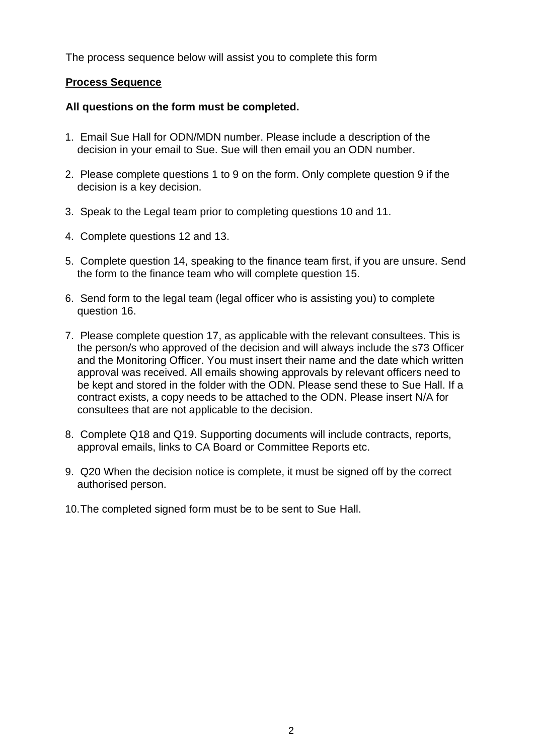The process sequence below will assist you to complete this form

**<u>Process Sequence</u>**

**All questions on the form must be completed.**

1. Email Sue Hall for ODN/MDN number. Please include a description of the decision in your email to Sue. Sue will then email you an ODN number.

2. Please complete questions 1 to 9 on the form. Only complete question 9 if the decision is a key decision.

3. Speak to the Legal team prior to completing questions 10 and 11.

4. Complete questions 12 and 13.

5. Complete question 14, speaking to the finance team first, if you are unsure. Send the form to the finance team who will complete question 15.

6. Send form to the legal team (legal officer who is assisting you) to complete question 16.

7. Please complete question 17, as applicable with the relevant consultees. This is the person/s who approved of the decision and will always include the s73 Officer and the Monitoring Officer. You must insert their name and the date which written approval was received. All emails showing approvals by relevant officers need to be kept and stored in the folder with the ODN. Please send these to Sue Hall. If a contract exists, a copy needs to be attached to the ODN. Please insert N/A for consultees that are not applicable to the decision.

8. Complete Q18 and Q19. Supporting documents will include contracts, reports, approval emails, links to CA Board or Committee Reports etc.

9. Q20 When the decision notice is complete, it must be signed off by the correct authorised person.

10. The completed signed form must be to be sent to Sue Hall.